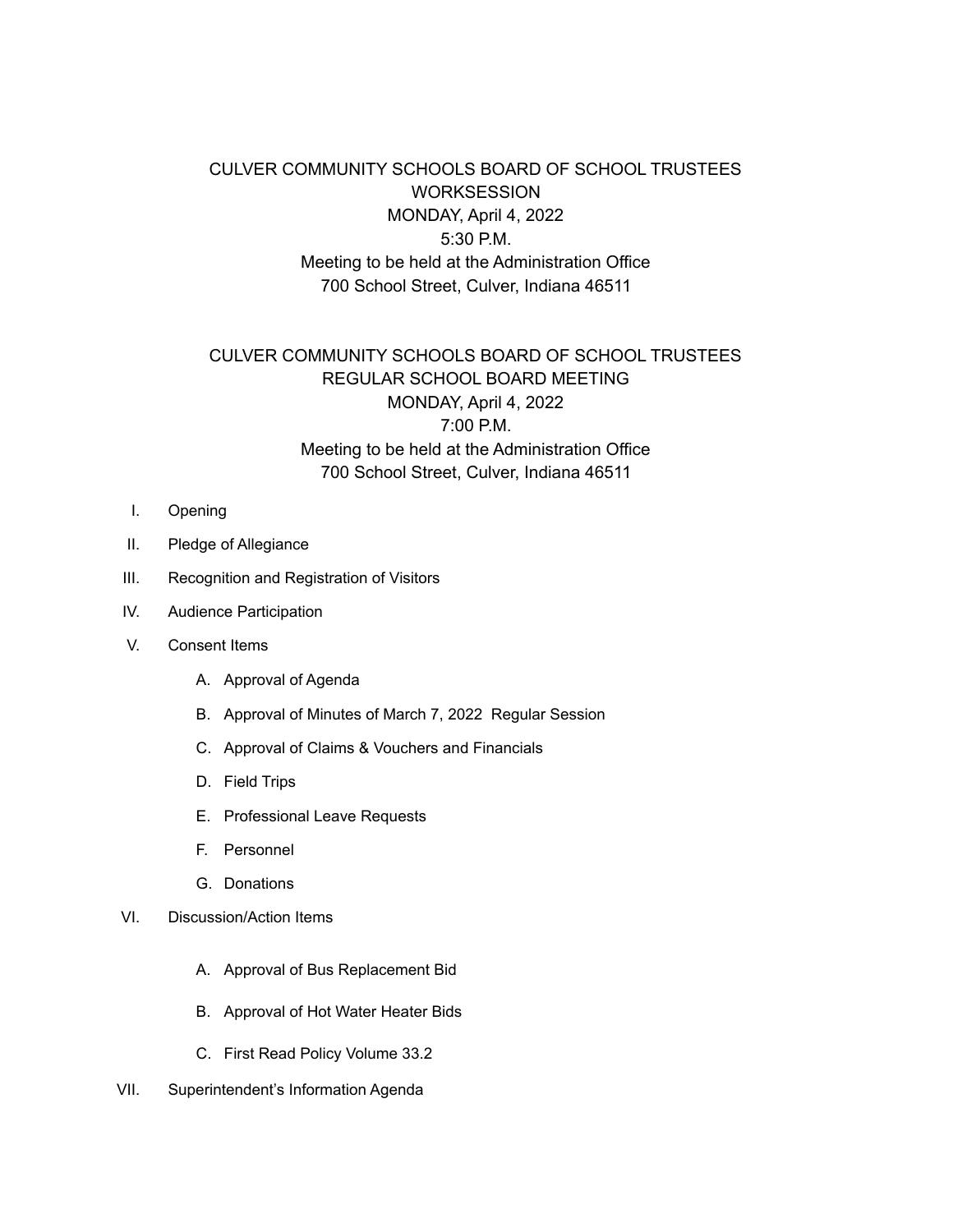CULVER COMMUNITY SCHOOLS BOARD OF SCHOOL TRUSTEES
WORKSESSION
MONDAY, April 4, 2022
5:30 P.M.
Meeting to be held at the Administration Office
700 School Street, Culver, Indiana 46511

CULVER COMMUNITY SCHOOLS BOARD OF SCHOOL TRUSTEES
REGULAR SCHOOL BOARD MEETING
MONDAY, April 4, 2022
7:00 P.M.
Meeting to be held at the Administration Office
700 School Street, Culver, Indiana 46511

I. Opening

II. Pledge of Allegiance

III. Recognition and Registration of Visitors

IV. Audience Participation

V. Consent Items

   A. Approval of Agenda

   B. Approval of Minutes of March 7, 2022 Regular Session

   C. Approval of Claims & Vouchers and Financials

   D. Field Trips

   E. Professional Leave Requests

   F. Personnel

   G. Donations

VI. Discussion/Action Items

   A. Approval of Bus Replacement Bid

   B. Approval of Hot Water Heater Bids

   C. First Read Policy Volume 33.2

VII. Superintendent's Information Agenda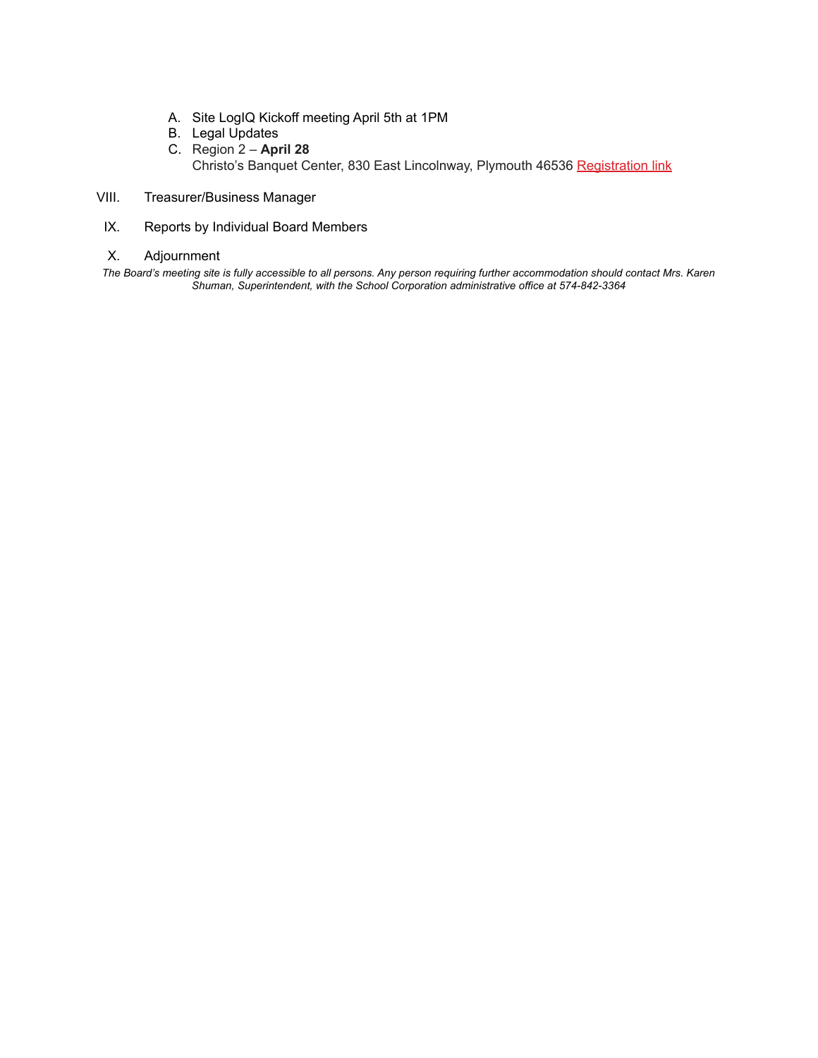A. Site LogIQ Kickoff meeting April 5th at 1PM
B. Legal Updates
C. Region 2 – **April 28**
   Christo's Banquet Center, 830 East Lincolnway, Plymouth 46536 Registration link

VIII. Treasurer/Business Manager

IX. Reports by Individual Board Members

X. Adjournment

*The Board's meeting site is fully accessible to all persons. Any person requiring further accommodation should contact Mrs. Karen Shuman, Superintendent, with the School Corporation administrative office at 574-842-3364*